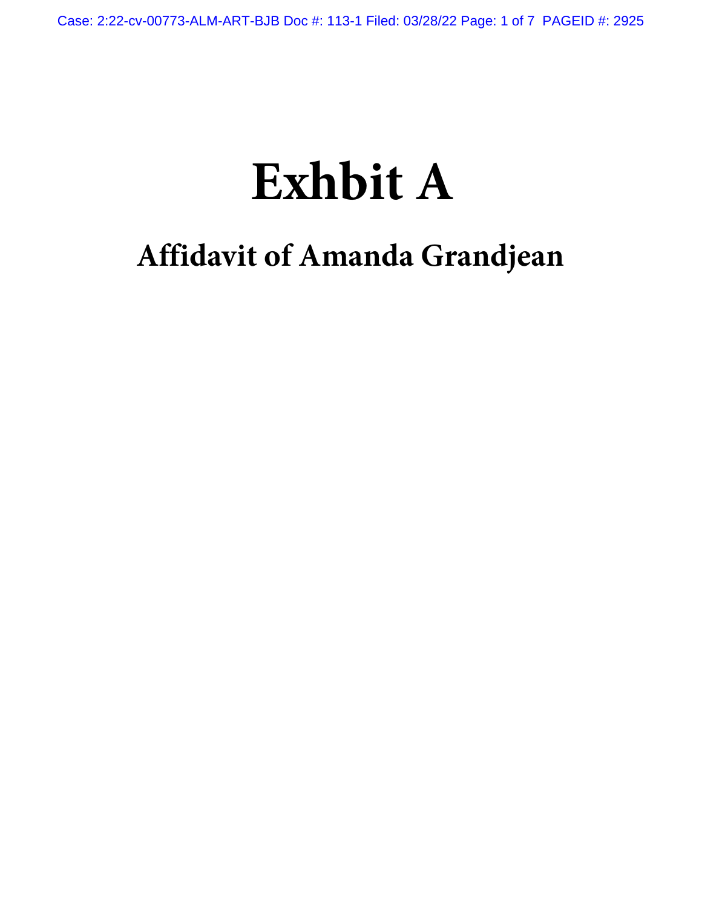# Exhbit A

## Affidavit of Amanda Grandjean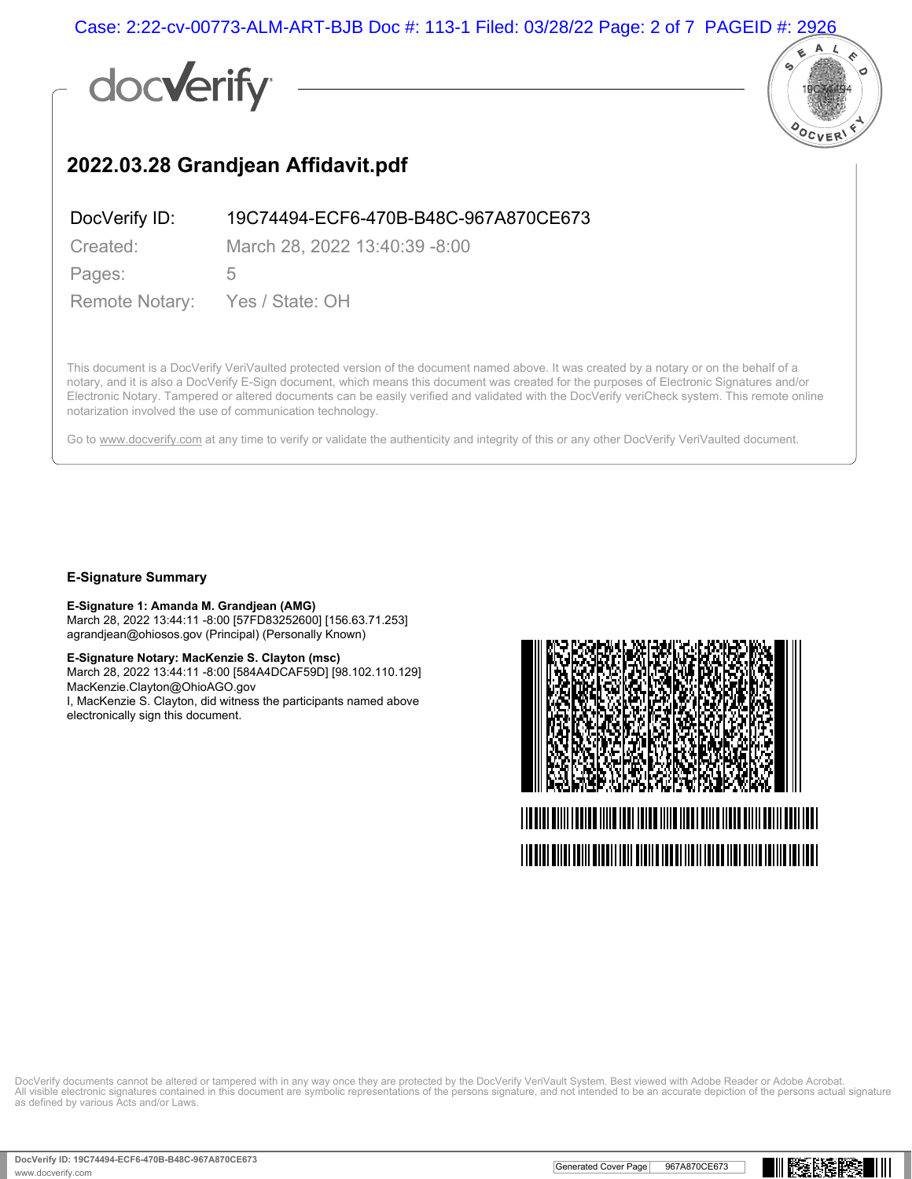# 2022.03.28 Grandjean Affidavit.pdf

| | |
|---|---|
| DocVerify ID: | 19C74494-ECF6-470B-B48C-967A870CE673 |
| Created: | March 28, 2022 13:40:39 -8:00 |
| Pages: | 5 |
| Remote Notary: | Yes / State: OH |

This document is a DocVerify VeriVaulted protected version of the document named above. It was created by a notary or on the behalf of a notary, and it is also a DocVerify E-Sign document, which means this document was created for the purposes of Electronic Signatures and/or Electronic Notary. Tampered or altered documents can be easily verified and validated with the DocVerify veriCheck system. This remote online notarization involved the use of communication technology.

Go to www.docverify.com at any time to verify or validate the authenticity and integrity of this or any other DocVerify VeriVaulted document.

## E-Signature Summary

**E-Signature 1: Amanda M. Grandjean (AMG)**
March 28, 2022 13:44:11 -8:00 [57FD83252600] [156.63.71.253]
agrandjean@ohiosos.gov (Principal) (Personally Known)

**E-Signature Notary: MacKenzie S. Clayton (msc)**
March 28, 2022 13:44:11 -8:00 [584A4DCAF59D] [98.102.110.129]
MacKenzie.Clayton@OhioAGO.gov
I, MacKenzie S. Clayton, did witness the participants named above electronically sign this document.

DocVerify documents cannot be altered or tampered with in any way once they are protected by the DocVerify VeriVault System. Best viewed with Adobe Reader or Adobe Acrobat. All visible electronic signatures contained in this document are symbolic representations of the persons signature, and not intended to be an accurate depiction of the persons actual signature as defined by various Acts and/or Laws.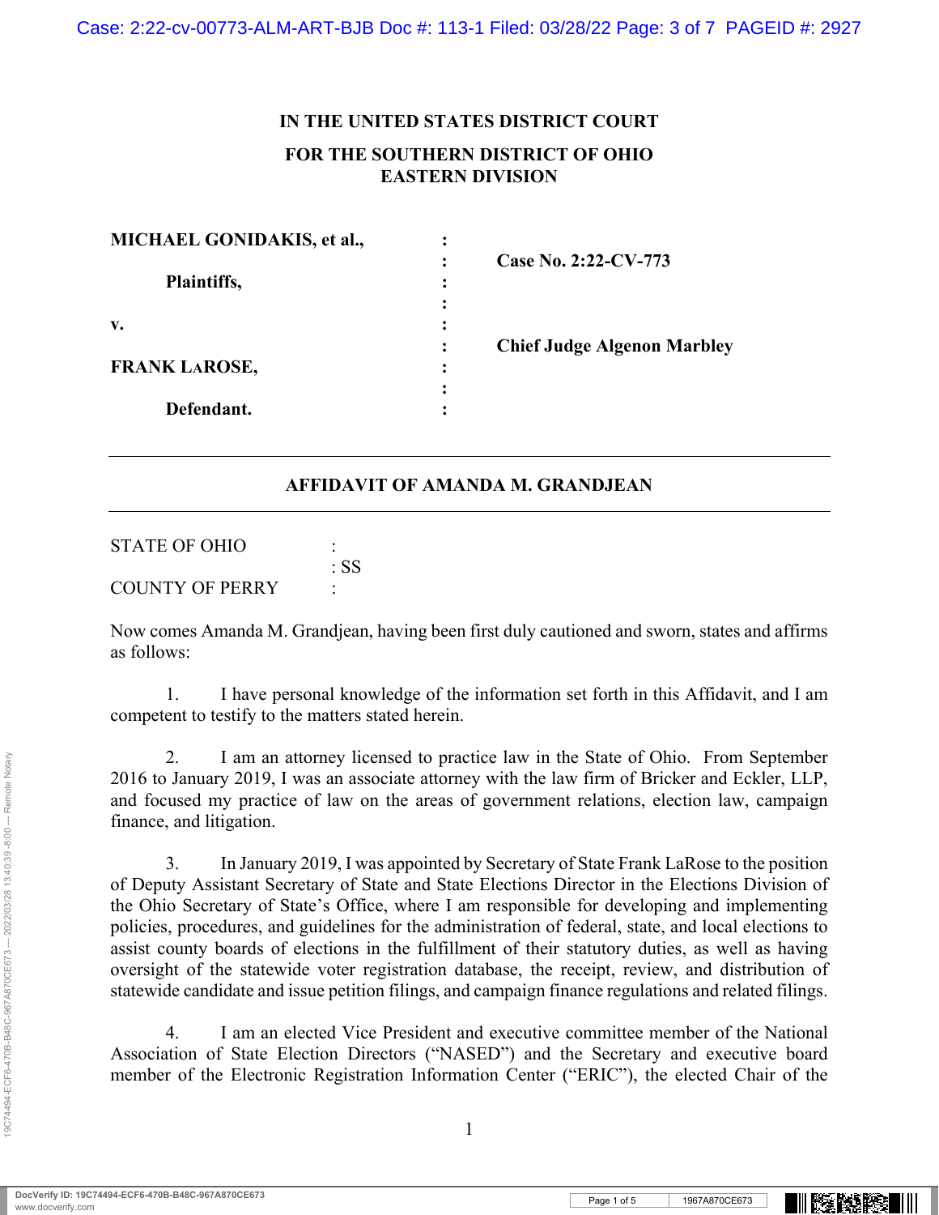# IN THE UNITED STATES DISTRICT COURT

## FOR THE SOUTHERN DISTRICT OF OHIO
## EASTERN DIVISION

| | | |
|---|---|---|
| **MICHAEL GONIDAKIS, et al.,** | : | |
| | : | **Case No. 2:22-CV-773** |
| **Plaintiffs,** | : | |
| | : | |
| **v.** | : | |
| | : | **Chief Judge Algenon Marbley** |
| **FRANK LAROSE,** | : | |
| | : | |
| **Defendant.** | : | |

---

**AFFIDAVIT OF AMANDA M. GRANDJEAN**

---

STATE OF OHIO :
: SS
COUNTY OF PERRY :

Now comes Amanda M. Grandjean, having been first duly cautioned and sworn, states and affirms as follows:

1. I have personal knowledge of the information set forth in this Affidavit, and I am competent to testify to the matters stated herein.

2. I am an attorney licensed to practice law in the State of Ohio. From September 2016 to January 2019, I was an associate attorney with the law firm of Bricker and Eckler, LLP, and focused my practice of law on the areas of government relations, election law, campaign finance, and litigation.

3. In January 2019, I was appointed by Secretary of State Frank LaRose to the position of Deputy Assistant Secretary of State and State Elections Director in the Elections Division of the Ohio Secretary of State's Office, where I am responsible for developing and implementing policies, procedures, and guidelines for the administration of federal, state, and local elections to assist county boards of elections in the fulfillment of their statutory duties, as well as having oversight of the statewide voter registration database, the receipt, review, and distribution of statewide candidate and issue petition filings, and campaign finance regulations and related filings.

4. I am an elected Vice President and executive committee member of the National Association of State Election Directors ("NASED") and the Secretary and executive board member of the Electronic Registration Information Center ("ERIC"), the elected Chair of the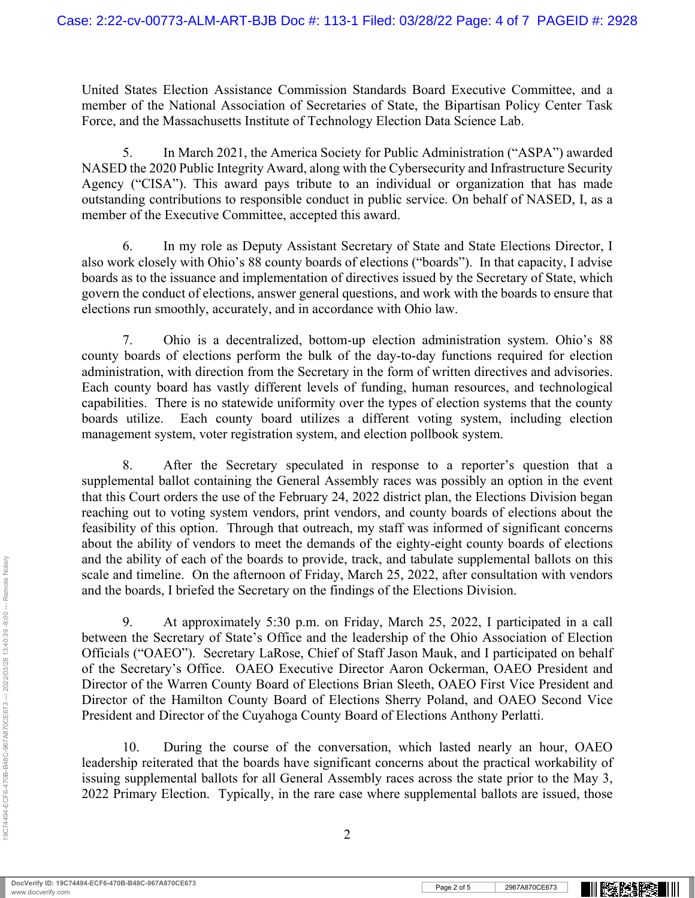United States Election Assistance Commission Standards Board Executive Committee, and a member of the National Association of Secretaries of State, the Bipartisan Policy Center Task Force, and the Massachusetts Institute of Technology Election Data Science Lab.

5. In March 2021, the America Society for Public Administration ("ASPA") awarded NASED the 2020 Public Integrity Award, along with the Cybersecurity and Infrastructure Security Agency ("CISA"). This award pays tribute to an individual or organization that has made outstanding contributions to responsible conduct in public service. On behalf of NASED, I, as a member of the Executive Committee, accepted this award.

6. In my role as Deputy Assistant Secretary of State and State Elections Director, I also work closely with Ohio's 88 county boards of elections ("boards"). In that capacity, I advise boards as to the issuance and implementation of directives issued by the Secretary of State, which govern the conduct of elections, answer general questions, and work with the boards to ensure that elections run smoothly, accurately, and in accordance with Ohio law.

7. Ohio is a decentralized, bottom-up election administration system. Ohio's 88 county boards of elections perform the bulk of the day-to-day functions required for election administration, with direction from the Secretary in the form of written directives and advisories. Each county board has vastly different levels of funding, human resources, and technological capabilities. There is no statewide uniformity over the types of election systems that the county boards utilize. Each county board utilizes a different voting system, including election management system, voter registration system, and election pollbook system.

8. After the Secretary speculated in response to a reporter's question that a supplemental ballot containing the General Assembly races was possibly an option in the event that this Court orders the use of the February 24, 2022 district plan, the Elections Division began reaching out to voting system vendors, print vendors, and county boards of elections about the feasibility of this option. Through that outreach, my staff was informed of significant concerns about the ability of vendors to meet the demands of the eighty-eight county boards of elections and the ability of each of the boards to provide, track, and tabulate supplemental ballots on this scale and timeline. On the afternoon of Friday, March 25, 2022, after consultation with vendors and the boards, I briefed the Secretary on the findings of the Elections Division.

9. At approximately 5:30 p.m. on Friday, March 25, 2022, I participated in a call between the Secretary of State's Office and the leadership of the Ohio Association of Election Officials ("OAEO"). Secretary LaRose, Chief of Staff Jason Mauk, and I participated on behalf of the Secretary's Office. OAEO Executive Director Aaron Ockerman, OAEO President and Director of the Warren County Board of Elections Brian Sleeth, OAEO First Vice President and Director of the Hamilton County Board of Elections Sherry Poland, and OAEO Second Vice President and Director of the Cuyahoga County Board of Elections Anthony Perlatti.

10. During the course of the conversation, which lasted nearly an hour, OAEO leadership reiterated that the boards have significant concerns about the practical workability of issuing supplemental ballots for all General Assembly races across the state prior to the May 3, 2022 Primary Election. Typically, in the rare case where supplemental ballots are issued, those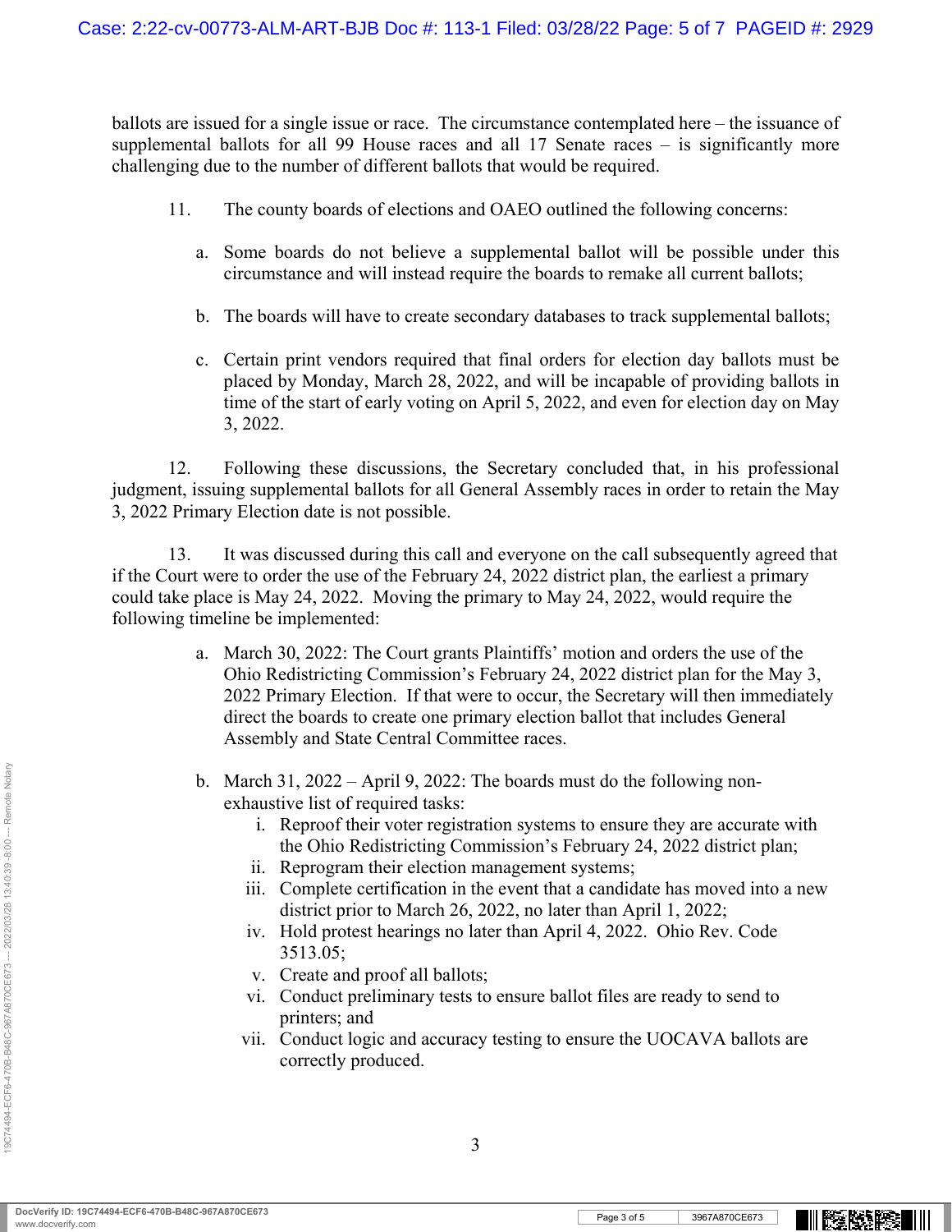ballots are issued for a single issue or race. The circumstance contemplated here – the issuance of supplemental ballots for all 99 House races and all 17 Senate races – is significantly more challenging due to the number of different ballots that would be required.

11. The county boards of elections and OAEO outlined the following concerns:

a. Some boards do not believe a supplemental ballot will be possible under this circumstance and will instead require the boards to remake all current ballots;

b. The boards will have to create secondary databases to track supplemental ballots;

c. Certain print vendors required that final orders for election day ballots must be placed by Monday, March 28, 2022, and will be incapable of providing ballots in time of the start of early voting on April 5, 2022, and even for election day on May 3, 2022.

12. Following these discussions, the Secretary concluded that, in his professional judgment, issuing supplemental ballots for all General Assembly races in order to retain the May 3, 2022 Primary Election date is not possible.

13. It was discussed during this call and everyone on the call subsequently agreed that if the Court were to order the use of the February 24, 2022 district plan, the earliest a primary could take place is May 24, 2022. Moving the primary to May 24, 2022, would require the following timeline be implemented:

a. March 30, 2022: The Court grants Plaintiffs' motion and orders the use of the Ohio Redistricting Commission's February 24, 2022 district plan for the May 3, 2022 Primary Election. If that were to occur, the Secretary will then immediately direct the boards to create one primary election ballot that includes General Assembly and State Central Committee races.

b. March 31, 2022 – April 9, 2022: The boards must do the following non-exhaustive list of required tasks:
   i. Reproof their voter registration systems to ensure they are accurate with the Ohio Redistricting Commission's February 24, 2022 district plan;
   ii. Reprogram their election management systems;
   iii. Complete certification in the event that a candidate has moved into a new district prior to March 26, 2022, no later than April 1, 2022;
   iv. Hold protest hearings no later than April 4, 2022. Ohio Rev. Code 3513.05;
   v. Create and proof all ballots;
   vi. Conduct preliminary tests to ensure ballot files are ready to send to printers; and
   vii. Conduct logic and accuracy testing to ensure the UOCAVA ballots are correctly produced.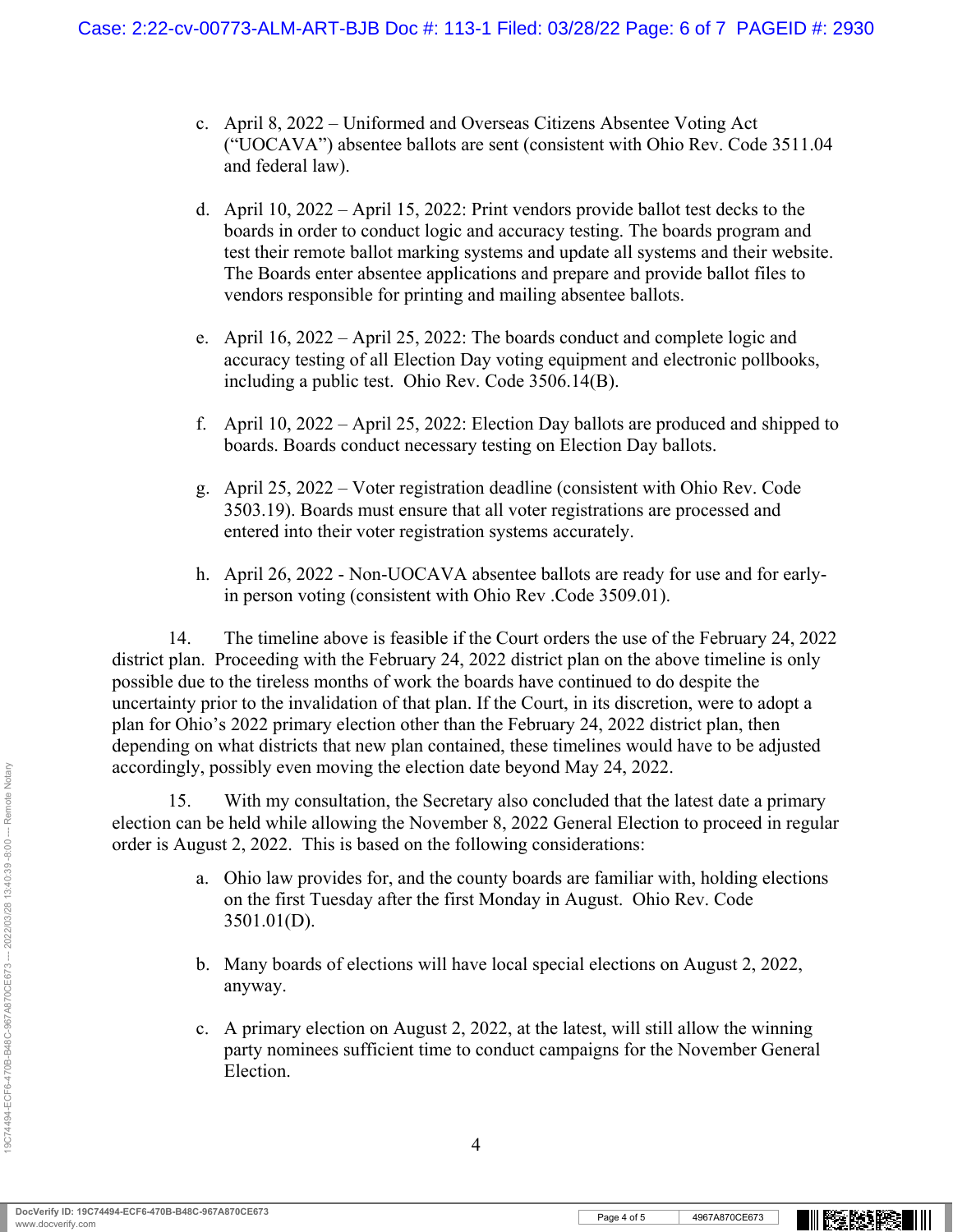c. April 8, 2022 – Uniformed and Overseas Citizens Absentee Voting Act ("UOCAVA") absentee ballots are sent (consistent with Ohio Rev. Code 3511.04 and federal law).

d. April 10, 2022 – April 15, 2022: Print vendors provide ballot test decks to the boards in order to conduct logic and accuracy testing. The boards program and test their remote ballot marking systems and update all systems and their website. The Boards enter absentee applications and prepare and provide ballot files to vendors responsible for printing and mailing absentee ballots.

e. April 16, 2022 – April 25, 2022: The boards conduct and complete logic and accuracy testing of all Election Day voting equipment and electronic pollbooks, including a public test. Ohio Rev. Code 3506.14(B).

f. April 10, 2022 – April 25, 2022: Election Day ballots are produced and shipped to boards. Boards conduct necessary testing on Election Day ballots.

g. April 25, 2022 – Voter registration deadline (consistent with Ohio Rev. Code 3503.19). Boards must ensure that all voter registrations are processed and entered into their voter registration systems accurately.

h. April 26, 2022 - Non-UOCAVA absentee ballots are ready for use and for early-in person voting (consistent with Ohio Rev .Code 3509.01).

14. The timeline above is feasible if the Court orders the use of the February 24, 2022 district plan. Proceeding with the February 24, 2022 district plan on the above timeline is only possible due to the tireless months of work the boards have continued to do despite the uncertainty prior to the invalidation of that plan. If the Court, in its discretion, were to adopt a plan for Ohio's 2022 primary election other than the February 24, 2022 district plan, then depending on what districts that new plan contained, these timelines would have to be adjusted accordingly, possibly even moving the election date beyond May 24, 2022.

15. With my consultation, the Secretary also concluded that the latest date a primary election can be held while allowing the November 8, 2022 General Election to proceed in regular order is August 2, 2022. This is based on the following considerations:

a. Ohio law provides for, and the county boards are familiar with, holding elections on the first Tuesday after the first Monday in August. Ohio Rev. Code 3501.01(D).

b. Many boards of elections will have local special elections on August 2, 2022, anyway.

c. A primary election on August 2, 2022, at the latest, will still allow the winning party nominees sufficient time to conduct campaigns for the November General Election.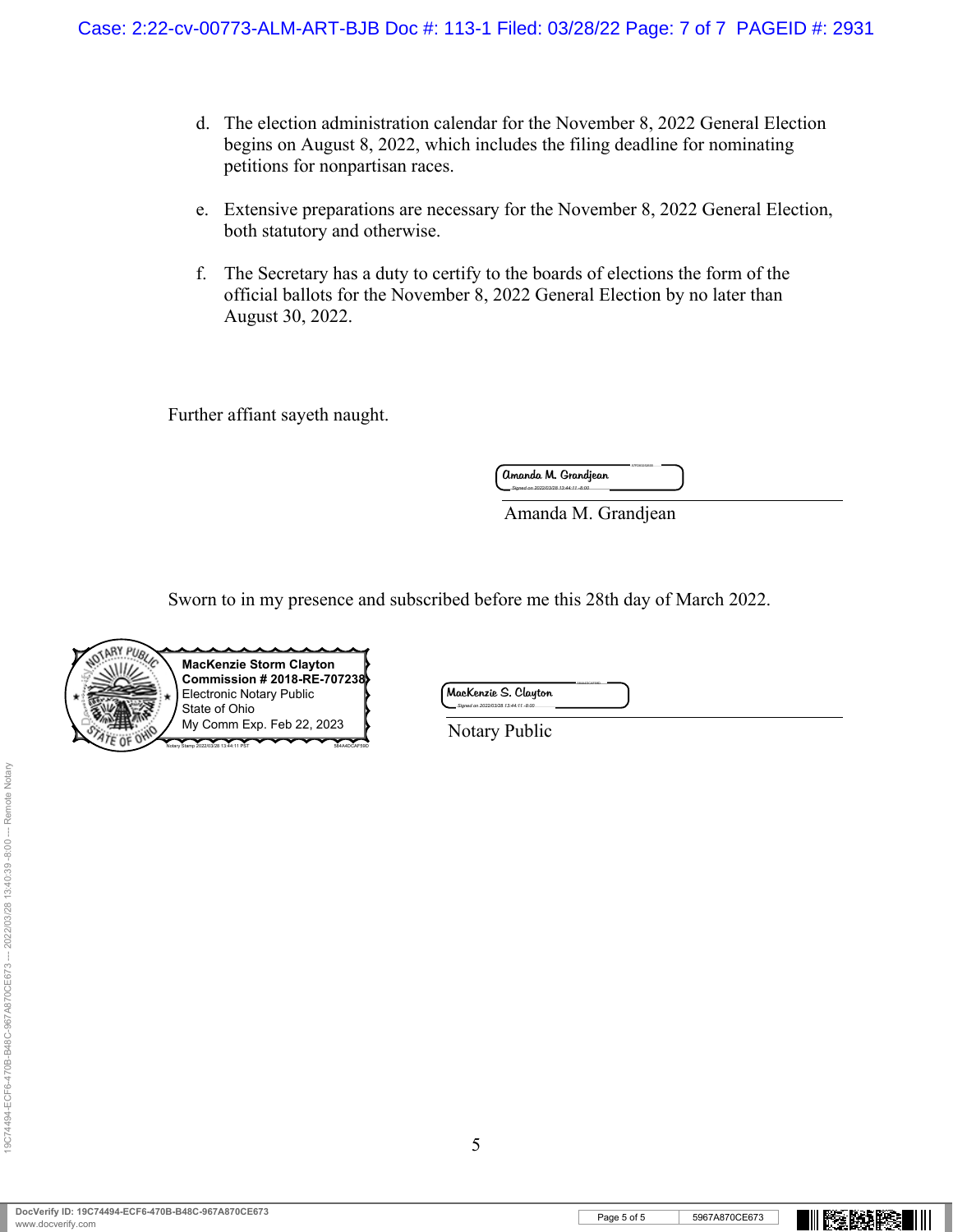d. The election administration calendar for the November 8, 2022 General Election begins on August 8, 2022, which includes the filing deadline for nominating petitions for nonpartisan races.

e. Extensive preparations are necessary for the November 8, 2022 General Election, both statutory and otherwise.

f. The Secretary has a duty to certify to the boards of elections the form of the official ballots for the November 8, 2022 General Election by no later than August 30, 2022.

Further affiant sayeth naught.

Amanda M. Grandjean
Signed on 2022/03/28 13:44:11 -8:00

Amanda M. Grandjean

Sworn to in my presence and subscribed before me this 28th day of March 2022.

**MacKenzie Storm Clayton**
**Commission # 2018-RE-707238**
Electronic Notary Public
State of Ohio
My Comm Exp. Feb 22, 2023

MacKenzie S. Clayton
Signed on 2022/03/28 13:44:11 -8:00

Notary Public